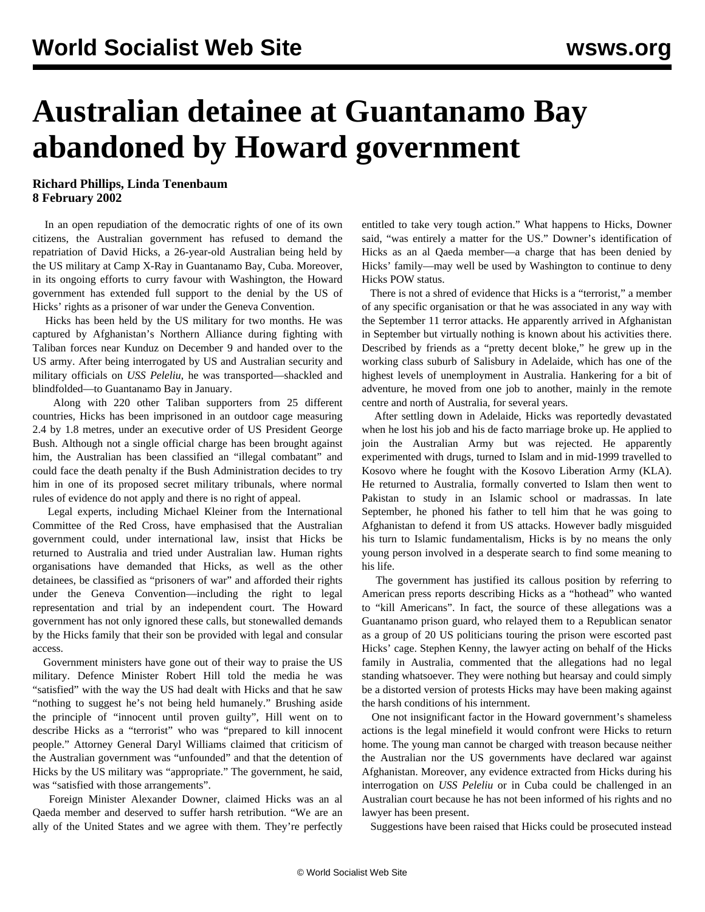# Australian detainee at Guantanamo Bay abandoned by Howard government

**Richard Phillips, Linda Tenenbaum**
**8 February 2002**

In an open repudiation of the democratic rights of one of its own citizens, the Australian government has refused to demand the repatriation of David Hicks, a 26-year-old Australian being held by the US military at Camp X-Ray in Guantanamo Bay, Cuba. Moreover, in its ongoing efforts to curry favour with Washington, the Howard government has extended full support to the denial by the US of Hicks' rights as a prisoner of war under the Geneva Convention.

Hicks has been held by the US military for two months. He was captured by Afghanistan's Northern Alliance during fighting with Taliban forces near Kunduz on December 9 and handed over to the US army. After being interrogated by US and Australian security and military officials on *USS Peleliu*, he was transported—shackled and blindfolded—to Guantanamo Bay in January.

Along with 220 other Taliban supporters from 25 different countries, Hicks has been imprisoned in an outdoor cage measuring 2.4 by 1.8 metres, under an executive order of US President George Bush. Although not a single official charge has been brought against him, the Australian has been classified an "illegal combatant" and could face the death penalty if the Bush Administration decides to try him in one of its proposed secret military tribunals, where normal rules of evidence do not apply and there is no right of appeal.

Legal experts, including Michael Kleiner from the International Committee of the Red Cross, have emphasised that the Australian government could, under international law, insist that Hicks be returned to Australia and tried under Australian law. Human rights organisations have demanded that Hicks, as well as the other detainees, be classified as "prisoners of war" and afforded their rights under the Geneva Convention—including the right to legal representation and trial by an independent court. The Howard government has not only ignored these calls, but stonewalled demands by the Hicks family that their son be provided with legal and consular access.

Government ministers have gone out of their way to praise the US military. Defence Minister Robert Hill told the media he was "satisfied" with the way the US had dealt with Hicks and that he saw "nothing to suggest he's not being held humanely." Brushing aside the principle of "innocent until proven guilty", Hill went on to describe Hicks as a "terrorist" who was "prepared to kill innocent people." Attorney General Daryl Williams claimed that criticism of the Australian government was "unfounded" and that the detention of Hicks by the US military was "appropriate." The government, he said, was "satisfied with those arrangements".

Foreign Minister Alexander Downer, claimed Hicks was an al Qaeda member and deserved to suffer harsh retribution. "We are an ally of the United States and we agree with them. They're perfectly entitled to take very tough action." What happens to Hicks, Downer said, "was entirely a matter for the US." Downer's identification of Hicks as an al Qaeda member—a charge that has been denied by Hicks' family—may well be used by Washington to continue to deny Hicks POW status.

There is not a shred of evidence that Hicks is a "terrorist," a member of any specific organisation or that he was associated in any way with the September 11 terror attacks. He apparently arrived in Afghanistan in September but virtually nothing is known about his activities there. Described by friends as a "pretty decent bloke," he grew up in the working class suburb of Salisbury in Adelaide, which has one of the highest levels of unemployment in Australia. Hankering for a bit of adventure, he moved from one job to another, mainly in the remote centre and north of Australia, for several years.

After settling down in Adelaide, Hicks was reportedly devastated when he lost his job and his de facto marriage broke up. He applied to join the Australian Army but was rejected. He apparently experimented with drugs, turned to Islam and in mid-1999 travelled to Kosovo where he fought with the Kosovo Liberation Army (KLA). He returned to Australia, formally converted to Islam then went to Pakistan to study in an Islamic school or madrassas. In late September, he phoned his father to tell him that he was going to Afghanistan to defend it from US attacks. However badly misguided his turn to Islamic fundamentalism, Hicks is by no means the only young person involved in a desperate search to find some meaning to his life.

The government has justified its callous position by referring to American press reports describing Hicks as a "hothead" who wanted to "kill Americans". In fact, the source of these allegations was a Guantanamo prison guard, who relayed them to a Republican senator as a group of 20 US politicians touring the prison were escorted past Hicks' cage. Stephen Kenny, the lawyer acting on behalf of the Hicks family in Australia, commented that the allegations had no legal standing whatsoever. They were nothing but hearsay and could simply be a distorted version of protests Hicks may have been making against the harsh conditions of his internment.

One not insignificant factor in the Howard government's shameless actions is the legal minefield it would confront were Hicks to return home. The young man cannot be charged with treason because neither the Australian nor the US governments have declared war against Afghanistan. Moreover, any evidence extracted from Hicks during his interrogation on *USS Peleliu* or in Cuba could be challenged in an Australian court because he has not been informed of his rights and no lawyer has been present.

Suggestions have been raised that Hicks could be prosecuted instead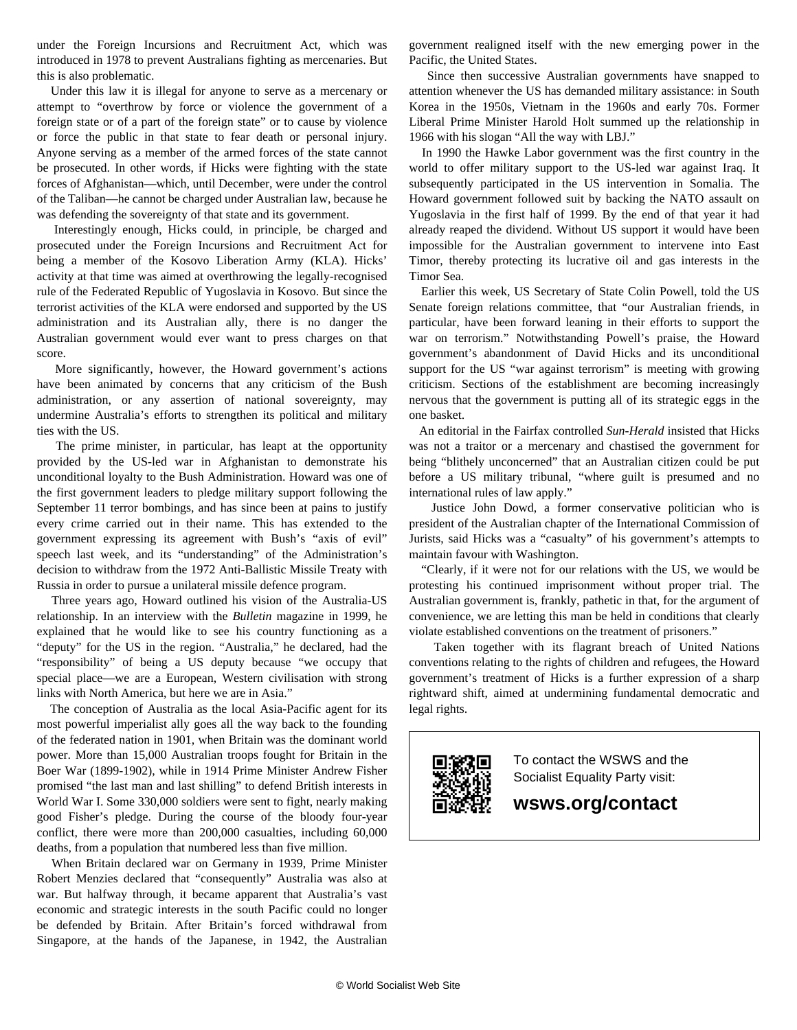under the Foreign Incursions and Recruitment Act, which was introduced in 1978 to prevent Australians fighting as mercenaries. But this is also problematic.

Under this law it is illegal for anyone to serve as a mercenary or attempt to "overthrow by force or violence the government of a foreign state or of a part of the foreign state" or to cause by violence or force the public in that state to fear death or personal injury. Anyone serving as a member of the armed forces of the state cannot be prosecuted. In other words, if Hicks were fighting with the state forces of Afghanistan—which, until December, were under the control of the Taliban—he cannot be charged under Australian law, because he was defending the sovereignty of that state and its government.

Interestingly enough, Hicks could, in principle, be charged and prosecuted under the Foreign Incursions and Recruitment Act for being a member of the Kosovo Liberation Army (KLA). Hicks' activity at that time was aimed at overthrowing the legally-recognised rule of the Federated Republic of Yugoslavia in Kosovo. But since the terrorist activities of the KLA were endorsed and supported by the US administration and its Australian ally, there is no danger the Australian government would ever want to press charges on that score.

More significantly, however, the Howard government's actions have been animated by concerns that any criticism of the Bush administration, or any assertion of national sovereignty, may undermine Australia's efforts to strengthen its political and military ties with the US.

The prime minister, in particular, has leapt at the opportunity provided by the US-led war in Afghanistan to demonstrate his unconditional loyalty to the Bush Administration. Howard was one of the first government leaders to pledge military support following the September 11 terror bombings, and has since been at pains to justify every crime carried out in their name. This has extended to the government expressing its agreement with Bush's "axis of evil" speech last week, and its "understanding" of the Administration's decision to withdraw from the 1972 Anti-Ballistic Missile Treaty with Russia in order to pursue a unilateral missile defence program.

Three years ago, Howard outlined his vision of the Australia-US relationship. In an interview with the *Bulletin* magazine in 1999, he explained that he would like to see his country functioning as a "deputy" for the US in the region. "Australia," he declared, had the "responsibility" of being a US deputy because "we occupy that special place—we are a European, Western civilisation with strong links with North America, but here we are in Asia."

The conception of Australia as the local Asia-Pacific agent for its most powerful imperialist ally goes all the way back to the founding of the federated nation in 1901, when Britain was the dominant world power. More than 15,000 Australian troops fought for Britain in the Boer War (1899-1902), while in 1914 Prime Minister Andrew Fisher promised "the last man and last shilling" to defend British interests in World War I. Some 330,000 soldiers were sent to fight, nearly making good Fisher's pledge. During the course of the bloody four-year conflict, there were more than 200,000 casualties, including 60,000 deaths, from a population that numbered less than five million.

When Britain declared war on Germany in 1939, Prime Minister Robert Menzies declared that "consequently" Australia was also at war. But halfway through, it became apparent that Australia's vast economic and strategic interests in the south Pacific could no longer be defended by Britain. After Britain's forced withdrawal from Singapore, at the hands of the Japanese, in 1942, the Australian government realigned itself with the new emerging power in the Pacific, the United States.

Since then successive Australian governments have snapped to attention whenever the US has demanded military assistance: in South Korea in the 1950s, Vietnam in the 1960s and early 70s. Former Liberal Prime Minister Harold Holt summed up the relationship in 1966 with his slogan "All the way with LBJ."

In 1990 the Hawke Labor government was the first country in the world to offer military support to the US-led war against Iraq. It subsequently participated in the US intervention in Somalia. The Howard government followed suit by backing the NATO assault on Yugoslavia in the first half of 1999. By the end of that year it had already reaped the dividend. Without US support it would have been impossible for the Australian government to intervene into East Timor, thereby protecting its lucrative oil and gas interests in the Timor Sea.

Earlier this week, US Secretary of State Colin Powell, told the US Senate foreign relations committee, that "our Australian friends, in particular, have been forward leaning in their efforts to support the war on terrorism." Notwithstanding Powell's praise, the Howard government's abandonment of David Hicks and its unconditional support for the US "war against terrorism" is meeting with growing criticism. Sections of the establishment are becoming increasingly nervous that the government is putting all of its strategic eggs in the one basket.

An editorial in the Fairfax controlled *Sun-Herald* insisted that Hicks was not a traitor or a mercenary and chastised the government for being "blithely unconcerned" that an Australian citizen could be put before a US military tribunal, "where guilt is presumed and no international rules of law apply."

Justice John Dowd, a former conservative politician who is president of the Australian chapter of the International Commission of Jurists, said Hicks was a "casualty" of his government's attempts to maintain favour with Washington.

"Clearly, if it were not for our relations with the US, we would be protesting his continued imprisonment without proper trial. The Australian government is, frankly, pathetic in that, for the argument of convenience, we are letting this man be held in conditions that clearly violate established conventions on the treatment of prisoners."

Taken together with its flagrant breach of United Nations conventions relating to the rights of children and refugees, the Howard government's treatment of Hicks is a further expression of a sharp rightward shift, aimed at undermining fundamental democratic and legal rights.

To contact the WSWS and the Socialist Equality Party visit:

**wsws.org/contact**